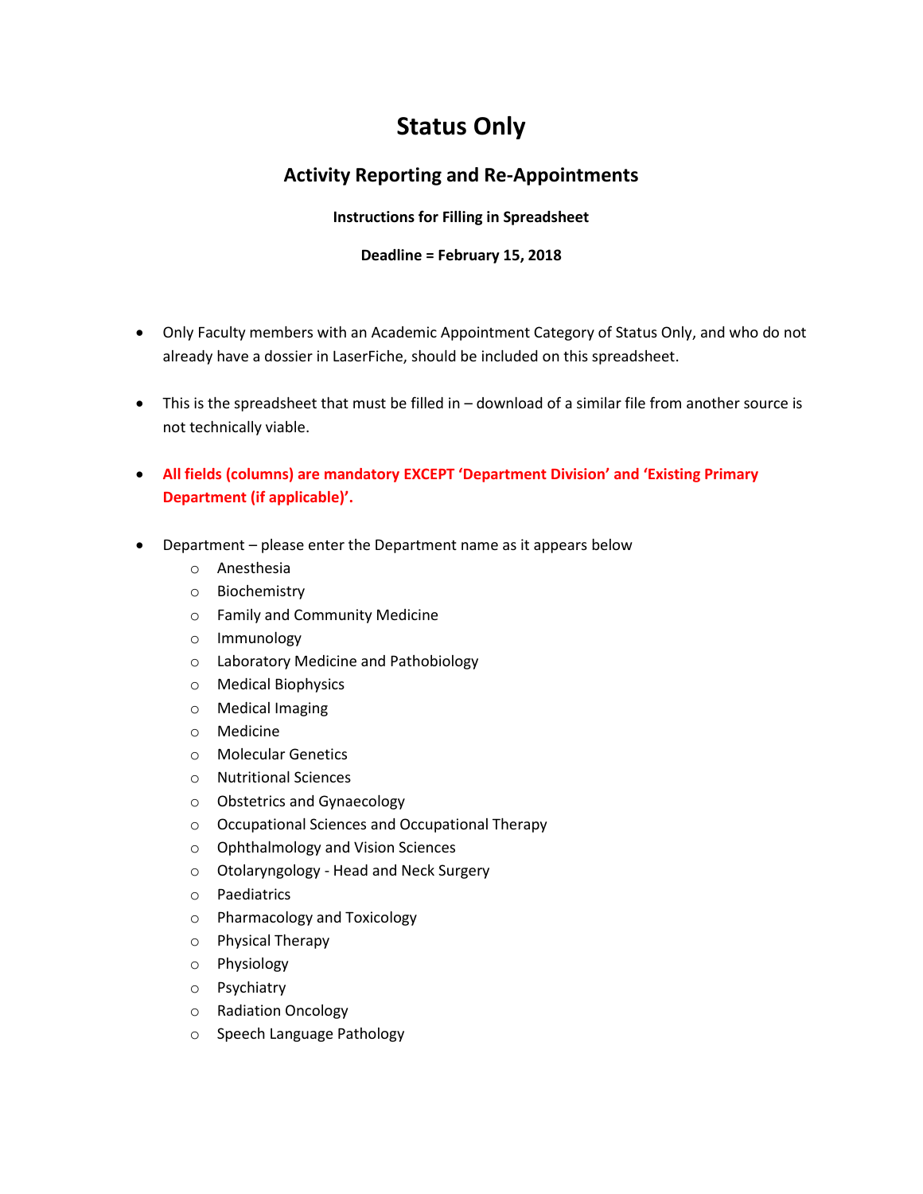# Status Only

## Activity Reporting and Re-Appointments

**Instructions for Filling in Spreadsheet**

**Deadline = February 15, 2018**

- Only Faculty members with an Academic Appointment Category of Status Only, and who do not already have a dossier in LaserFiche, should be included on this spreadsheet.

- This is the spreadsheet that must be filled in – download of a similar file from another source is not technically viable.

- **All fields (columns) are mandatory EXCEPT 'Department Division' and 'Existing Primary Department (if applicable)'.**

- Department – please enter the Department name as it appears below
  - Anesthesia
  - Biochemistry
  - Family and Community Medicine
  - Immunology
  - Laboratory Medicine and Pathobiology
  - Medical Biophysics
  - Medical Imaging
  - Medicine
  - Molecular Genetics
  - Nutritional Sciences
  - Obstetrics and Gynaecology
  - Occupational Sciences and Occupational Therapy
  - Ophthalmology and Vision Sciences
  - Otolaryngology - Head and Neck Surgery
  - Paediatrics
  - Pharmacology and Toxicology
  - Physical Therapy
  - Physiology
  - Psychiatry
  - Radiation Oncology
  - Speech Language Pathology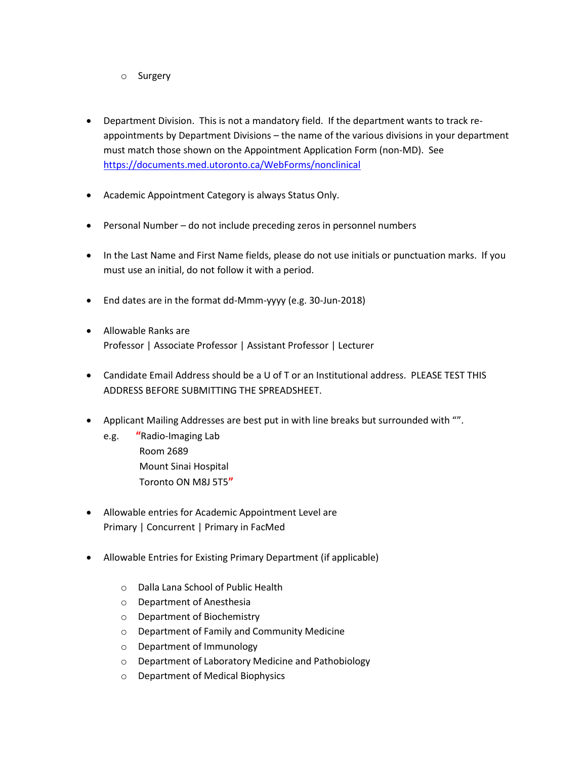- Surgery

- Department Division.  This is not a mandatory field.  If the department wants to track re-appointments by Department Divisions – the name of the various divisions in your department must match those shown on the Appointment Application Form (non-MD).  See [https://documents.med.utoronto.ca/WebForms/nonclinical](https://documents.med.utoronto.ca/WebForms/nonclinical)

- Academic Appointment Category is always Status Only.

- Personal Number – do not include preceding zeros in personnel numbers

- In the Last Name and First Name fields, please do not use initials or punctuation marks.  If you must use an initial, do not follow it with a period.

- End dates are in the format dd-Mmm-yyyy (e.g. 30-Jun-2018)

- Allowable Ranks are
  Professor | Associate Professor | Assistant Professor | Lecturer

- Candidate Email Address should be a U of T or an Institutional address.  PLEASE TEST THIS ADDRESS BEFORE SUBMITTING THE SPREADSHEET.

- Applicant Mailing Addresses are best put in with line breaks but surrounded with "".
  e.g. "Radio-Imaging Lab
  Room 2689
  Mount Sinai Hospital
  Toronto ON M8J 5T5"

- Allowable entries for Academic Appointment Level are
  Primary | Concurrent | Primary in FacMed

- Allowable Entries for Existing Primary Department (if applicable)

   - Dalla Lana School of Public Health
   - Department of Anesthesia
   - Department of Biochemistry
   - Department of Family and Community Medicine
   - Department of Immunology
   - Department of Laboratory Medicine and Pathobiology
   - Department of Medical Biophysics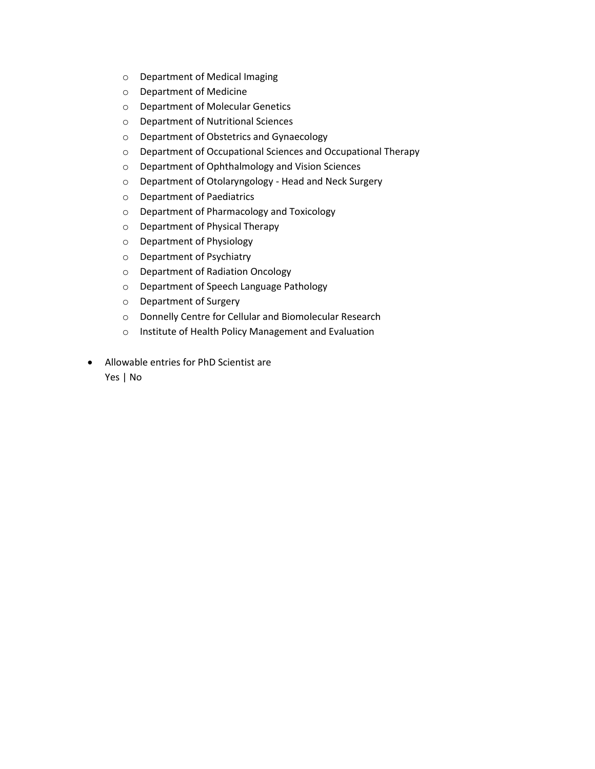- Department of Medical Imaging
  - Department of Medicine
  - Department of Molecular Genetics
  - Department of Nutritional Sciences
  - Department of Obstetrics and Gynaecology
  - Department of Occupational Sciences and Occupational Therapy
  - Department of Ophthalmology and Vision Sciences
  - Department of Otolaryngology - Head and Neck Surgery
  - Department of Paediatrics
  - Department of Pharmacology and Toxicology
  - Department of Physical Therapy
  - Department of Physiology
  - Department of Psychiatry
  - Department of Radiation Oncology
  - Department of Speech Language Pathology
  - Department of Surgery
  - Donnelly Centre for Cellular and Biomolecular Research
  - Institute of Health Policy Management and Evaluation

- Allowable entries for PhD Scientist are
  Yes | No